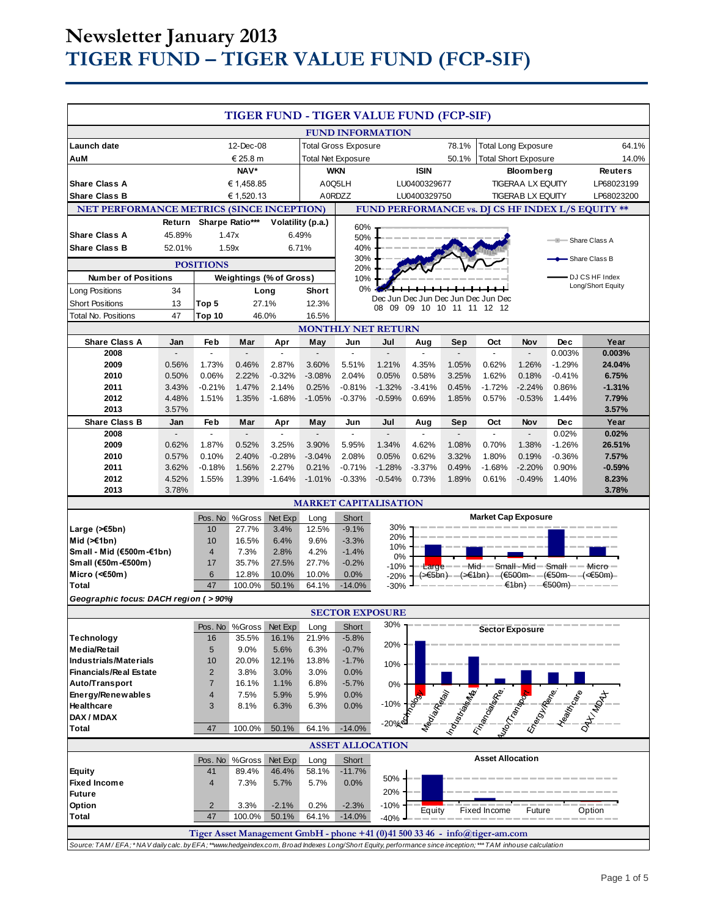# Newsletter January 2013
# TIGER FUND – TIGER VALUE FUND (FCP-SIF)

## TIGER FUND - TIGER VALUE FUND (FCP-SIF)

### FUND INFORMATION

| | | | | | |
|---|---|---|---|---|---|
| **Launch date** | 12-Dec-08 | Total Gross Exposure | 78.1% | Total Long Exposure | 64.1% |
| **AuM** | € 25.8 m | Total Net Exposure | 50.1% | Total Short Exposure | 14.0% |

| | NAV* | WKN | ISIN | Bloomberg | Reuters |
|---|---|---|---|---|---|
| **Share Class A** | € 1,458.85 | A0Q5LH | LU0400329677 | TIGERAA LX EQUITY | LP68023199 |
| **Share Class B** | € 1,520.13 | A0RDZZ | LU0400329750 | TIGERAB LX EQUITY | LP68023200 |

### NET PERFORMANCE METRICS (SINCE INCEPTION)

| | Return | Sharpe Ratio*** | Volatility (p.a.) |
|---|---|---|---|
| **Share Class A** | 45.89% | 1.47x | 6.49% |
| **Share Class B** | 52.01% | 1.59x | 6.71% |

### FUND PERFORMANCE vs. DJ CS HF INDEX L/S EQUITY **

### POSITIONS

| Number of Positions | | Weightings (% of Gross) | Long | Short |
|---|---|---|---|---|
| Long Positions | 34 | Top 5 | 27.1% | 12.3% |
| Short Positions | 13 | Top 10 | 46.0% | 16.5% |
| Total No. Positions | 47 | | | |

### MONTHLY NET RETURN

| Share Class A | Jan | Feb | Mar | Apr | May | Jun | Jul | Aug | Sep | Oct | Nov | Dec | Year |
|---|---|---|---|---|---|---|---|---|---|---|---|---|---|
| 2008 | - | - | - | - | - | - | - | - | - | - | - | 0.003% | **0.003%** |
| 2009 | 0.56% | 1.73% | 0.46% | 2.87% | 3.60% | 5.51% | 1.21% | 4.35% | 1.05% | 0.62% | 1.26% | -1.29% | **24.04%** |
| 2010 | 0.50% | 0.06% | 2.22% | -0.32% | -3.08% | 2.04% | 0.05% | 0.58% | 3.25% | 1.62% | 0.18% | -0.41% | **6.75%** |
| 2011 | 3.43% | -0.21% | 1.47% | 2.14% | 0.25% | -0.81% | -1.32% | -3.41% | 0.45% | -1.72% | -2.24% | 0.86% | **-1.31%** |
| 2012 | 4.48% | 1.51% | 1.35% | -1.68% | -1.05% | -0.37% | -0.59% | 0.69% | 1.85% | 0.57% | -0.53% | 1.44% | **7.79%** |
| 2013 | 3.57% | | | | | | | | | | | | **3.57%** |

| Share Class B | Jan | Feb | Mar | Apr | May | Jun | Jul | Aug | Sep | Oct | Nov | Dec | Year |
|---|---|---|---|---|---|---|---|---|---|---|---|---|---|
| 2008 | - | - | - | - | - | - | - | - | - | - | - | 0.02% | **0.02%** |
| 2009 | 0.62% | 1.87% | 0.52% | 3.25% | 3.90% | 5.95% | 1.34% | 4.62% | 1.08% | 0.70% | 1.38% | -1.26% | **26.51%** |
| 2010 | 0.57% | 0.10% | 2.40% | -0.28% | -3.04% | 2.08% | 0.05% | 0.62% | 3.32% | 1.80% | 0.19% | -0.36% | **7.57%** |
| 2011 | 3.62% | -0.18% | 1.56% | 2.27% | 0.21% | -0.71% | -1.28% | -3.37% | 0.49% | -1.68% | -2.20% | 0.90% | **-0.59%** |
| 2012 | 4.52% | 1.55% | 1.39% | -1.64% | -1.01% | -0.33% | -0.54% | 0.73% | 1.89% | 0.61% | -0.49% | 1.40% | **8.23%** |
| 2013 | 3.78% | | | | | | | | | | | | **3.78%** |

### MARKET CAPITALISATION

| | Pos. No | %Gross | Net Exp | Long | Short |
|---|---|---|---|---|---|
| **Large (>€5bn)** | 10 | 27.7% | 3.4% | 12.5% | -9.1% |
| **Mid (>€1bn)** | 10 | 16.5% | 6.4% | 9.6% | -3.3% |
| **Small - Mid (€500m-€1bn)** | 4 | 7.3% | 2.8% | 4.2% | -1.4% |
| **Small (€50m-€500m)** | 17 | 35.7% | 27.5% | 27.7% | -0.2% |
| **Micro (<€50m)** | 6 | 12.8% | 10.0% | 10.0% | 0.0% |
| **Total** | 47 | 100.0% | 50.1% | 64.1% | -14.0% |

*Geographic focus: DACH region ( > 90%)*

### SECTOR EXPOSURE

| | Pos. No | %Gross | Net Exp | Long | Short |
|---|---|---|---|---|---|
| **Technology** | 16 | 35.5% | 16.1% | 21.9% | -5.8% |
| **Media/Retail** | 5 | 9.0% | 5.6% | 6.3% | -0.7% |
| **Industrials/Materials** | 10 | 20.0% | 12.1% | 13.8% | -1.7% |
| **Financials/Real Estate** | 2 | 3.8% | 3.0% | 3.0% | 0.0% |
| **Auto/Transport** | 7 | 16.1% | 1.1% | 6.8% | -5.7% |
| **Energy/Renewables** | 4 | 7.5% | 5.9% | 5.9% | 0.0% |
| **Healthcare** | 3 | 8.1% | 6.3% | 6.3% | 0.0% |
| **DAX / MDAX** | | | | | |
| **Total** | 47 | 100.0% | 50.1% | 64.1% | -14.0% |

### ASSET ALLOCATION

| | Pos. No | %Gross | Net Exp | Long | Short |
|---|---|---|---|---|---|
| **Equity** | 41 | 89.4% | 46.4% | 58.1% | -11.7% |
| **Fixed Income** | 4 | 7.3% | 5.7% | 5.7% | 0.0% |
| **Future** | | | | | |
| **Option** | 2 | 3.3% | -2.1% | 0.2% | -2.3% |
| **Total** | 47 | 100.0% | 50.1% | 64.1% | -14.0% |

**Tiger Asset Management GmbH - phone +41 (0)41 500 33 46 - info@tiger-am.com**

*Source: TAM/ EFA; * NAV daily calc. by EFA; **www.hedgeindex.com, Broad Indexes Long/Short Equity, performance since inception; *** TAM inhouse calculation*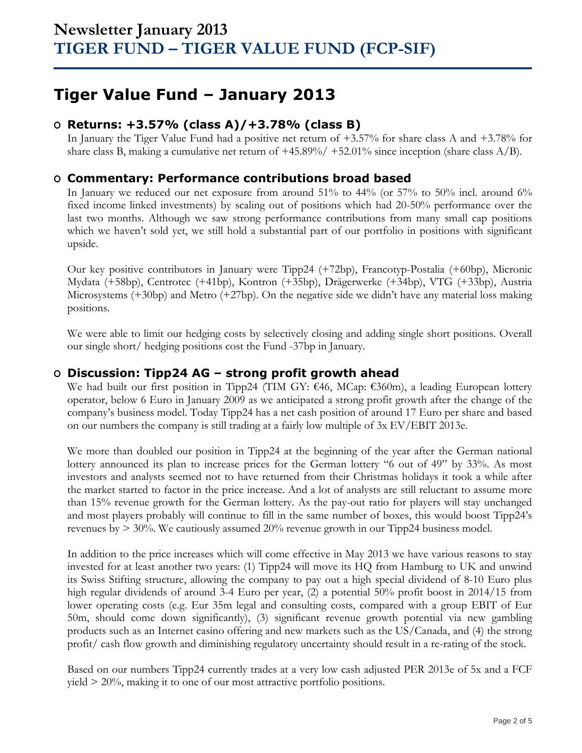# Newsletter January 2013
# TIGER FUND – TIGER VALUE FUND (FCP-SIF)

## Tiger Value Fund – January 2013

### Returns: +3.57% (class A)/+3.78% (class B)

In January the Tiger Value Fund had a positive net return of +3.57% for share class A and +3.78% for share class B, making a cumulative net return of +45.89%/ +52.01% since inception (share class A/B).

### Commentary: Performance contributions broad based

In January we reduced our net exposure from around 51% to 44% (or 57% to 50% incl. around 6% fixed income linked investments) by scaling out of positions which had 20-50% performance over the last two months. Although we saw strong performance contributions from many small cap positions which we haven't sold yet, we still hold a substantial part of our portfolio in positions with significant upside.

Our key positive contributors in January were Tipp24 (+72bp), Francotyp-Postalia (+60bp), Micronic Mydata (+58bp), Centrotec (+41bp), Kontron (+35bp), Drägerwerke (+34bp), VTG (+33bp), Austria Microsystems (+30bp) and Metro (+27bp). On the negative side we didn't have any material loss making positions.

We were able to limit our hedging costs by selectively closing and adding single short positions. Overall our single short/ hedging positions cost the Fund -37bp in January.

### Discussion: Tipp24 AG – strong profit growth ahead

We had built our first position in Tipp24 (TIM GY: €46, MCap: €360m), a leading European lottery operator, below 6 Euro in January 2009 as we anticipated a strong profit growth after the change of the company's business model. Today Tipp24 has a net cash position of around 17 Euro per share and based on our numbers the company is still trading at a fairly low multiple of 3x EV/EBIT 2013e.

We more than doubled our position in Tipp24 at the beginning of the year after the German national lottery announced its plan to increase prices for the German lottery "6 out of 49" by 33%. As most investors and analysts seemed not to have returned from their Christmas holidays it took a while after the market started to factor in the price increase. And a lot of analysts are still reluctant to assume more than 15% revenue growth for the German lottery. As the pay-out ratio for players will stay unchanged and most players probably will continue to fill in the same number of boxes, this would boost Tipp24's revenues by > 30%. We cautiously assumed 20% revenue growth in our Tipp24 business model.

In addition to the price increases which will come effective in May 2013 we have various reasons to stay invested for at least another two years: (1) Tipp24 will move its HQ from Hamburg to UK and unwind its Swiss Stifting structure, allowing the company to pay out a high special dividend of 8-10 Euro plus high regular dividends of around 3-4 Euro per year, (2) a potential 50% profit boost in 2014/15 from lower operating costs (e.g. Eur 35m legal and consulting costs, compared with a group EBIT of Eur 50m, should come down significantly), (3) significant revenue growth potential via new gambling products such as an Internet casino offering and new markets such as the US/Canada, and (4) the strong profit/ cash flow growth and diminishing regulatory uncertainty should result in a re-rating of the stock.

Based on our numbers Tipp24 currently trades at a very low cash adjusted PER 2013e of 5x and a FCF yield > 20%, making it to one of our most attractive portfolio positions.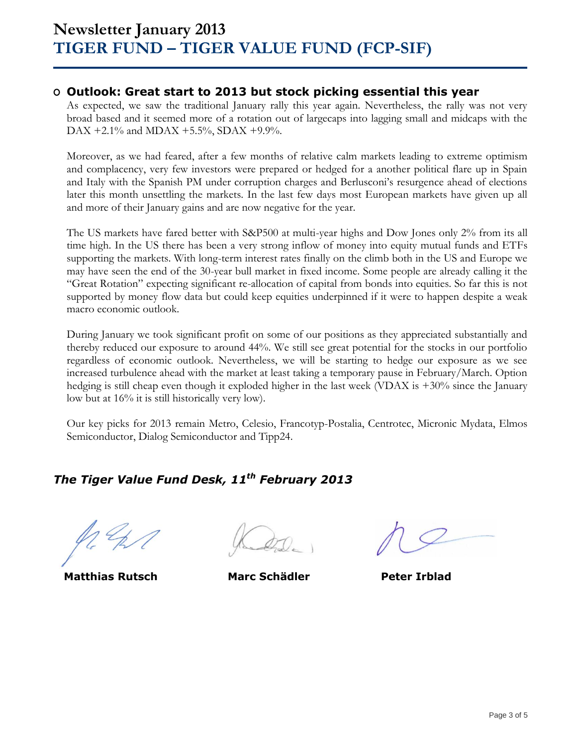# Newsletter January 2013
# TIGER FUND – TIGER VALUE FUND (FCP-SIF)

## Outlook: Great start to 2013 but stock picking essential this year

As expected, we saw the traditional January rally this year again. Nevertheless, the rally was not very broad based and it seemed more of a rotation out of largecaps into lagging small and midcaps with the DAX +2.1% and MDAX +5.5%, SDAX +9.9%.

Moreover, as we had feared, after a few months of relative calm markets leading to extreme optimism and complacency, very few investors were prepared or hedged for a another political flare up in Spain and Italy with the Spanish PM under corruption charges and Berlusconi's resurgence ahead of elections later this month unsettling the markets. In the last few days most European markets have given up all and more of their January gains and are now negative for the year.

The US markets have fared better with S&P500 at multi-year highs and Dow Jones only 2% from its all time high. In the US there has been a very strong inflow of money into equity mutual funds and ETFs supporting the markets. With long-term interest rates finally on the climb both in the US and Europe we may have seen the end of the 30-year bull market in fixed income. Some people are already calling it the "Great Rotation" expecting significant re-allocation of capital from bonds into equities. So far this is not supported by money flow data but could keep equities underpinned if it were to happen despite a weak macro economic outlook.

During January we took significant profit on some of our positions as they appreciated substantially and thereby reduced our exposure to around 44%. We still see great potential for the stocks in our portfolio regardless of economic outlook. Nevertheless, we will be starting to hedge our exposure as we see increased turbulence ahead with the market at least taking a temporary pause in February/March. Option hedging is still cheap even though it exploded higher in the last week (VDAX is +30% since the January low but at 16% it is still historically very low).

Our key picks for 2013 remain Metro, Celesio, Francotyp-Postalia, Centrotec, Micronic Mydata, Elmos Semiconductor, Dialog Semiconductor and Tipp24.

***The Tiger Value Fund Desk, 11th February 2013***

**Matthias Rutsch** **Marc Schädler** **Peter Irblad**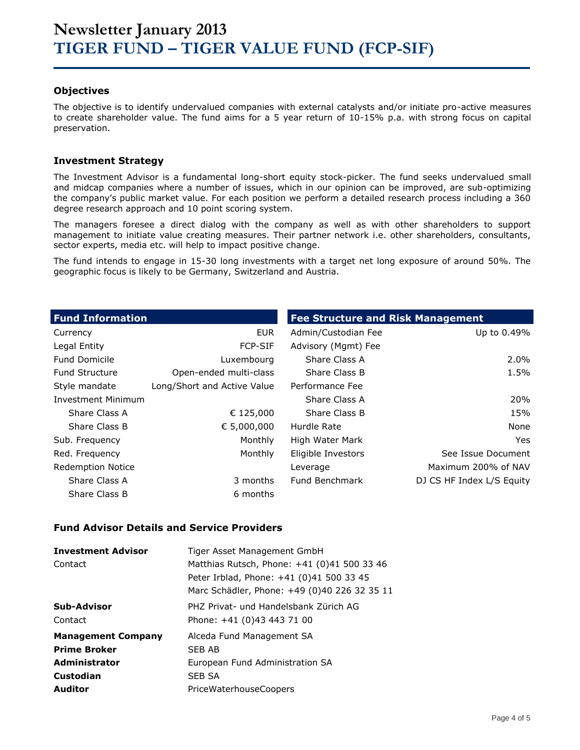# Newsletter January 2013
# TIGER FUND – TIGER VALUE FUND (FCP-SIF)

### Objectives

The objective is to identify undervalued companies with external catalysts and/or initiate pro-active measures to create shareholder value. The fund aims for a 5 year return of 10-15% p.a. with strong focus on capital preservation.

### Investment Strategy

The Investment Advisor is a fundamental long-short equity stock-picker. The fund seeks undervalued small and midcap companies where a number of issues, which in our opinion can be improved, are sub-optimizing the company's public market value. For each position we perform a detailed research process including a 360 degree research approach and 10 point scoring system.

The managers foresee a direct dialog with the company as well as with other shareholders to support management to initiate value creating measures. Their partner network i.e. other shareholders, consultants, sector experts, media etc. will help to impact positive change.

The fund intends to engage in 15-30 long investments with a target net long exposure of around 50%. The geographic focus is likely to be Germany, Switzerland and Austria.

| Fund Information | |
|---|---|
| Currency | EUR |
| Legal Entity | FCP-SIF |
| Fund Domicile | Luxembourg |
| Fund Structure | Open-ended multi-class |
| Style mandate | Long/Short and Active Value |
| Investment Minimum | |
| Share Class A | € 125,000 |
| Share Class B | € 5,000,000 |
| Sub. Frequency | Monthly |
| Red. Frequency | Monthly |
| Redemption Notice | |
| Share Class A | 3 months |
| Share Class B | 6 months |

| Fee Structure and Risk Management | |
|---|---|
| Admin/Custodian Fee | Up to 0.49% |
| Advisory (Mgmt) Fee | |
| Share Class A | 2.0% |
| Share Class B | 1.5% |
| Performance Fee | |
| Share Class A | 20% |
| Share Class B | 15% |
| Hurdle Rate | None |
| High Water Mark | Yes |
| Eligible Investors | See Issue Document |
| Leverage | Maximum 200% of NAV |
| Fund Benchmark | DJ CS HF Index L/S Equity |

### Fund Advisor Details and Service Providers

| | |
|---|---|
| **Investment Advisor** | Tiger Asset Management GmbH |
| Contact | Matthias Rutsch, Phone: +41 (0)41 500 33 46 |
| | Peter Irblad, Phone: +41 (0)41 500 33 45 |
| | Marc Schädler, Phone: +49 (0)40 226 32 35 11 |
| **Sub-Advisor** | PHZ Privat- und Handelsbank Zürich AG |
| Contact | Phone: +41 (0)43 443 71 00 |
| **Management Company** | Alceda Fund Management SA |
| **Prime Broker** | SEB AB |
| **Administrator** | European Fund Administration SA |
| **Custodian** | SEB SA |
| **Auditor** | PriceWaterhouseCoopers |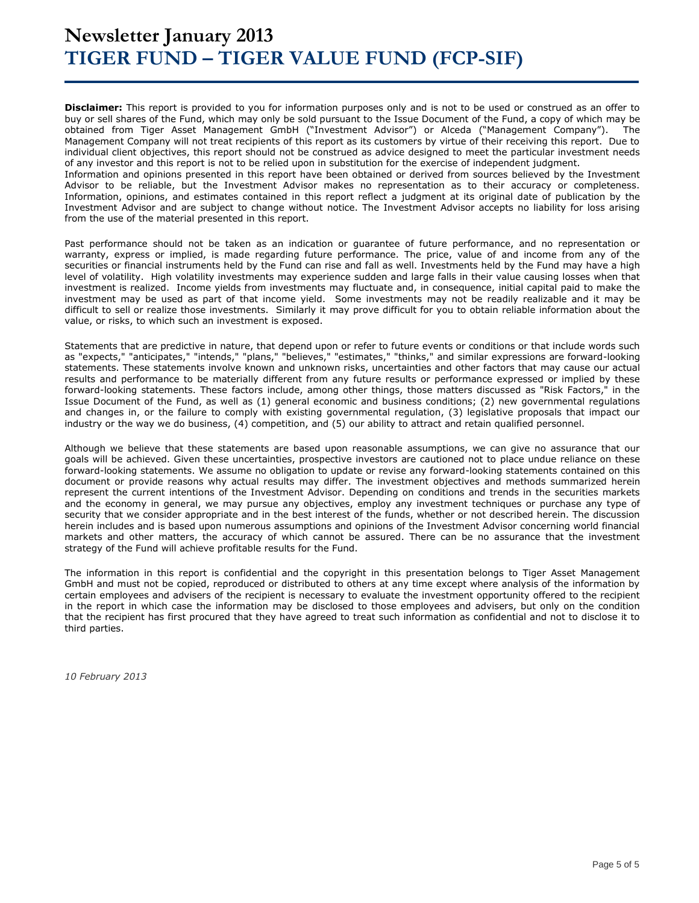# Newsletter January 2013
# TIGER FUND – TIGER VALUE FUND (FCP-SIF)

**Disclaimer:** This report is provided to you for information purposes only and is not to be used or construed as an offer to buy or sell shares of the Fund, which may only be sold pursuant to the Issue Document of the Fund, a copy of which may be obtained from Tiger Asset Management GmbH ("Investment Advisor") or Alceda ("Management Company"). The Management Company will not treat recipients of this report as its customers by virtue of their receiving this report. Due to individual client objectives, this report should not be construed as advice designed to meet the particular investment needs of any investor and this report is not to be relied upon in substitution for the exercise of independent judgment.
Information and opinions presented in this report have been obtained or derived from sources believed by the Investment Advisor to be reliable, but the Investment Advisor makes no representation as to their accuracy or completeness. Information, opinions, and estimates contained in this report reflect a judgment at its original date of publication by the Investment Advisor and are subject to change without notice. The Investment Advisor accepts no liability for loss arising from the use of the material presented in this report.

Past performance should not be taken as an indication or guarantee of future performance, and no representation or warranty, express or implied, is made regarding future performance. The price, value of and income from any of the securities or financial instruments held by the Fund can rise and fall as well. Investments held by the Fund may have a high level of volatility. High volatility investments may experience sudden and large falls in their value causing losses when that investment is realized. Income yields from investments may fluctuate and, in consequence, initial capital paid to make the investment may be used as part of that income yield. Some investments may not be readily realizable and it may be difficult to sell or realize those investments. Similarly it may prove difficult for you to obtain reliable information about the value, or risks, to which such an investment is exposed.

Statements that are predictive in nature, that depend upon or refer to future events or conditions or that include words such as "expects," "anticipates," "intends," "plans," "believes," "estimates," "thinks," and similar expressions are forward-looking statements. These statements involve known and unknown risks, uncertainties and other factors that may cause our actual results and performance to be materially different from any future results or performance expressed or implied by these forward-looking statements. These factors include, among other things, those matters discussed as "Risk Factors," in the Issue Document of the Fund, as well as (1) general economic and business conditions; (2) new governmental regulations and changes in, or the failure to comply with existing governmental regulation, (3) legislative proposals that impact our industry or the way we do business, (4) competition, and (5) our ability to attract and retain qualified personnel.

Although we believe that these statements are based upon reasonable assumptions, we can give no assurance that our goals will be achieved. Given these uncertainties, prospective investors are cautioned not to place undue reliance on these forward-looking statements. We assume no obligation to update or revise any forward-looking statements contained on this document or provide reasons why actual results may differ. The investment objectives and methods summarized herein represent the current intentions of the Investment Advisor. Depending on conditions and trends in the securities markets and the economy in general, we may pursue any objectives, employ any investment techniques or purchase any type of security that we consider appropriate and in the best interest of the funds, whether or not described herein. The discussion herein includes and is based upon numerous assumptions and opinions of the Investment Advisor concerning world financial markets and other matters, the accuracy of which cannot be assured. There can be no assurance that the investment strategy of the Fund will achieve profitable results for the Fund.

The information in this report is confidential and the copyright in this presentation belongs to Tiger Asset Management GmbH and must not be copied, reproduced or distributed to others at any time except where analysis of the information by certain employees and advisers of the recipient is necessary to evaluate the investment opportunity offered to the recipient in the report in which case the information may be disclosed to those employees and advisers, but only on the condition that the recipient has first procured that they have agreed to treat such information as confidential and not to disclose it to third parties.

*10 February 2013*